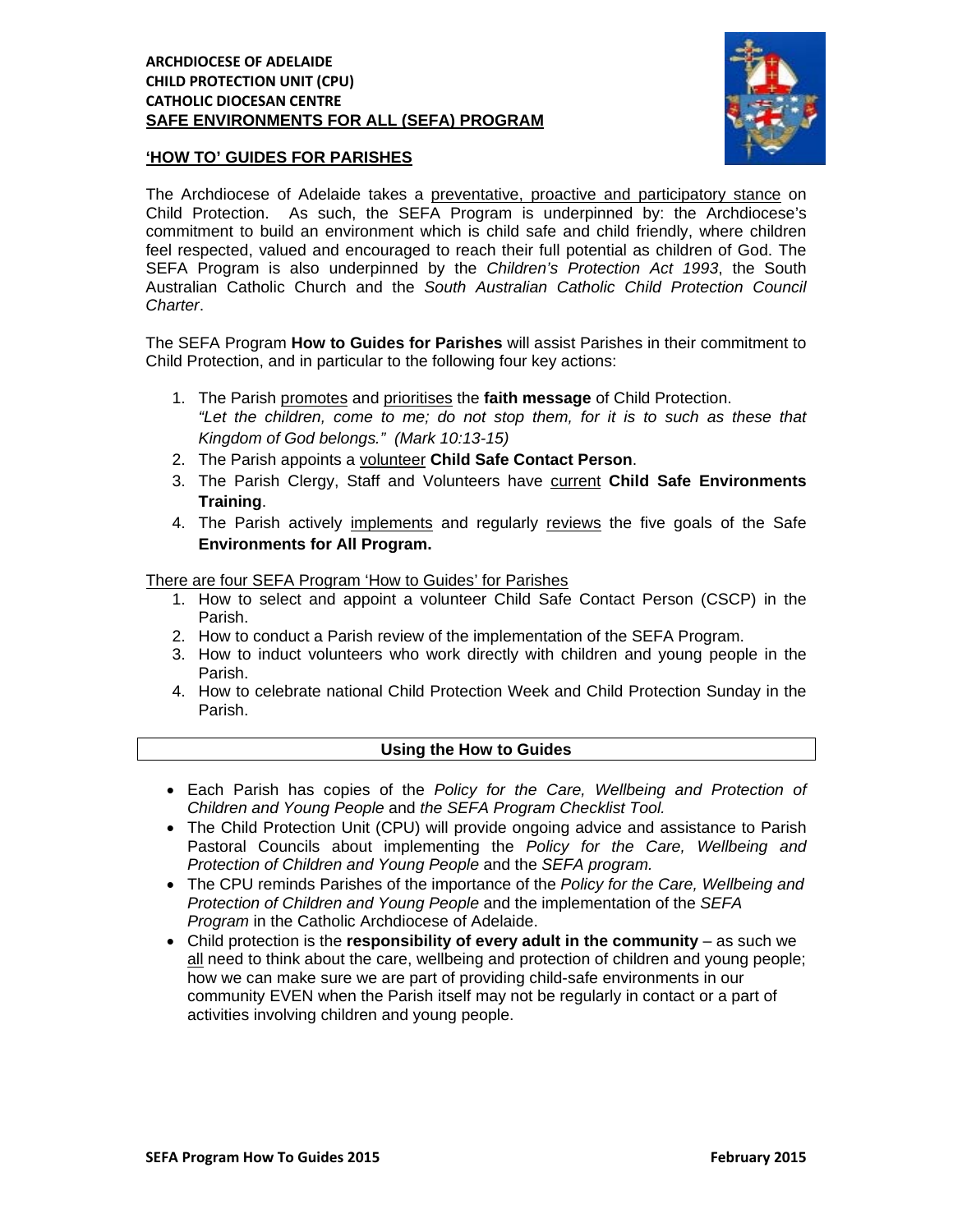**ARCHDIOCESE OF ADELAIDE**
**CHILD PROTECTION UNIT (CPU)**
**CATHOLIC DIOCESAN CENTRE**
**SAFE ENVIRONMENTS FOR ALL (SEFA) PROGRAM**

## 'HOW TO' GUIDES FOR PARISHES

The Archdiocese of Adelaide takes a preventative, proactive and participatory stance on Child Protection. As such, the SEFA Program is underpinned by: the Archdiocese's commitment to build an environment which is child safe and child friendly, where children feel respected, valued and encouraged to reach their full potential as children of God. The SEFA Program is also underpinned by the *Children's Protection Act 1993*, the South Australian Catholic Church and the *South Australian Catholic Child Protection Council Charter*.

The SEFA Program **How to Guides for Parishes** will assist Parishes in their commitment to Child Protection, and in particular to the following four key actions:

1. The Parish promotes and prioritises the **faith message** of Child Protection.
   *"Let the children, come to me; do not stop them, for it is to such as these that Kingdom of God belongs." (Mark 10:13-15)*
2. The Parish appoints a volunteer **Child Safe Contact Person**.
3. The Parish Clergy, Staff and Volunteers have current **Child Safe Environments Training**.
4. The Parish actively implements and regularly reviews the five goals of the Safe **Environments for All Program.**

There are four SEFA Program 'How to Guides' for Parishes

1. How to select and appoint a volunteer Child Safe Contact Person (CSCP) in the Parish.
2. How to conduct a Parish review of the implementation of the SEFA Program.
3. How to induct volunteers who work directly with children and young people in the Parish.
4. How to celebrate national Child Protection Week and Child Protection Sunday in the Parish.

### Using the How to Guides

- Each Parish has copies of the *Policy for the Care, Wellbeing and Protection of Children and Young People* and *the SEFA Program Checklist Tool.*
- The Child Protection Unit (CPU) will provide ongoing advice and assistance to Parish Pastoral Councils about implementing the *Policy for the Care, Wellbeing and Protection of Children and Young People* and the *SEFA program.*
- The CPU reminds Parishes of the importance of the *Policy for the Care, Wellbeing and Protection of Children and Young People* and the implementation of the *SEFA Program* in the Catholic Archdiocese of Adelaide.
- Child protection is the **responsibility of every adult in the community** – as such we all need to think about the care, wellbeing and protection of children and young people; how we can make sure we are part of providing child-safe environments in our community EVEN when the Parish itself may not be regularly in contact or a part of activities involving children and young people.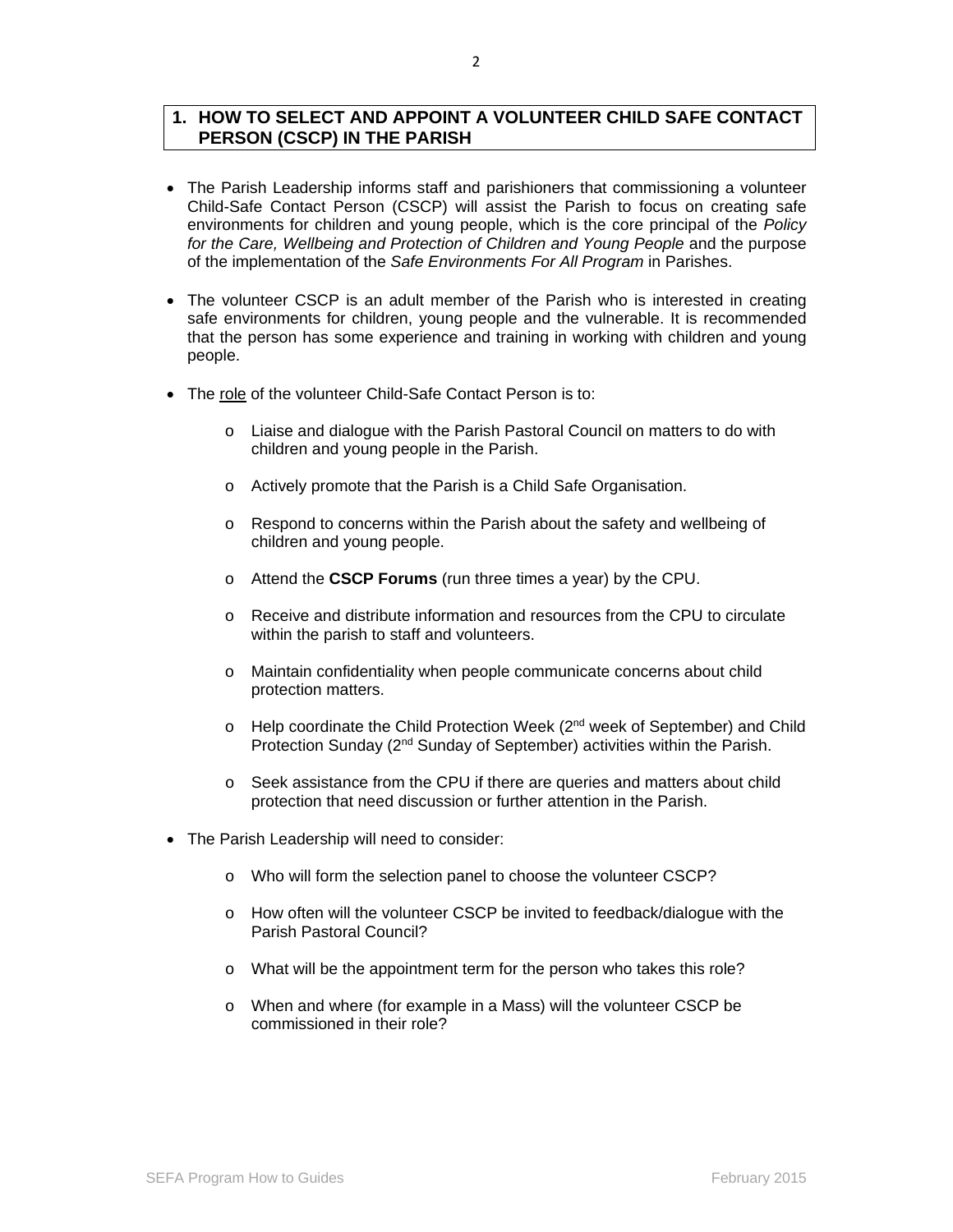## 1. HOW TO SELECT AND APPOINT A VOLUNTEER CHILD SAFE CONTACT PERSON (CSCP) IN THE PARISH

- The Parish Leadership informs staff and parishioners that commissioning a volunteer Child-Safe Contact Person (CSCP) will assist the Parish to focus on creating safe environments for children and young people, which is the core principal of the *Policy for the Care, Wellbeing and Protection of Children and Young People* and the purpose of the implementation of the *Safe Environments For All Program* in Parishes.

- The volunteer CSCP is an adult member of the Parish who is interested in creating safe environments for children, young people and the vulnerable. It is recommended that the person has some experience and training in working with children and young people.

- The <u>role</u> of the volunteer Child-Safe Contact Person is to:

    - Liaise and dialogue with the Parish Pastoral Council on matters to do with children and young people in the Parish.
    - Actively promote that the Parish is a Child Safe Organisation.
    - Respond to concerns within the Parish about the safety and wellbeing of children and young people.
    - Attend the **CSCP Forums** (run three times a year) by the CPU.
    - Receive and distribute information and resources from the CPU to circulate within the parish to staff and volunteers.
    - Maintain confidentiality when people communicate concerns about child protection matters.
    - Help coordinate the Child Protection Week (2nd week of September) and Child Protection Sunday (2nd Sunday of September) activities within the Parish.
    - Seek assistance from the CPU if there are queries and matters about child protection that need discussion or further attention in the Parish.

- The Parish Leadership will need to consider:

    - Who will form the selection panel to choose the volunteer CSCP?
    - How often will the volunteer CSCP be invited to feedback/dialogue with the Parish Pastoral Council?
    - What will be the appointment term for the person who takes this role?
    - When and where (for example in a Mass) will the volunteer CSCP be commissioned in their role?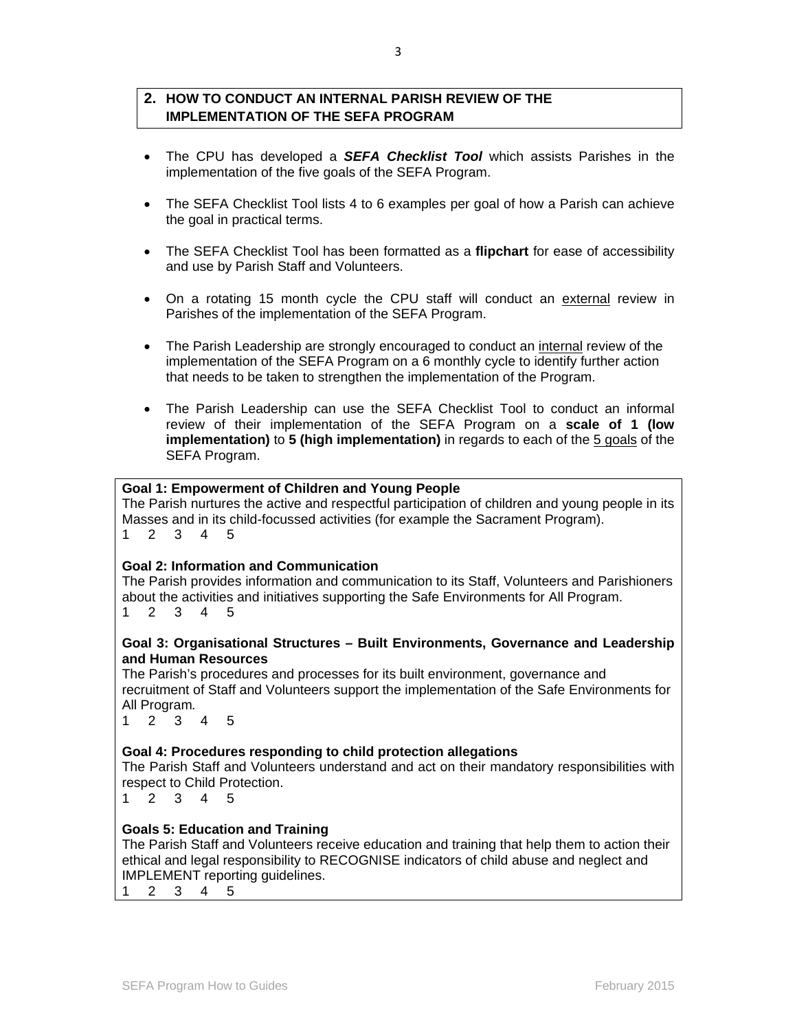## 2. HOW TO CONDUCT AN INTERNAL PARISH REVIEW OF THE IMPLEMENTATION OF THE SEFA PROGRAM

- The CPU has developed a ***SEFA Checklist Tool*** which assists Parishes in the implementation of the five goals of the SEFA Program.
- The SEFA Checklist Tool lists 4 to 6 examples per goal of how a Parish can achieve the goal in practical terms.
- The SEFA Checklist Tool has been formatted as a **flipchart** for ease of accessibility and use by Parish Staff and Volunteers.
- On a rotating 15 month cycle the CPU staff will conduct an external review in Parishes of the implementation of the SEFA Program.
- The Parish Leadership are strongly encouraged to conduct an internal review of the implementation of the SEFA Program on a 6 monthly cycle to identify further action that needs to be taken to strengthen the implementation of the Program.
- The Parish Leadership can use the SEFA Checklist Tool to conduct an informal review of their implementation of the SEFA Program on a **scale of 1 (low implementation)** to **5 (high implementation)** in regards to each of the 5 goals of the SEFA Program.

**Goal 1: Empowerment of Children and Young People**
The Parish nurtures the active and respectful participation of children and young people in its Masses and in its child-focussed activities (for example the Sacrament Program).
1 2 3 4 5

**Goal 2: Information and Communication**
The Parish provides information and communication to its Staff, Volunteers and Parishioners about the activities and initiatives supporting the Safe Environments for All Program.
1 2 3 4 5

**Goal 3: Organisational Structures – Built Environments, Governance and Leadership and Human Resources**
The Parish's procedures and processes for its built environment, governance and recruitment of Staff and Volunteers support the implementation of the Safe Environments for All Program*.*
1 2 3 4 5

**Goal 4: Procedures responding to child protection allegations**
The Parish Staff and Volunteers understand and act on their mandatory responsibilities with respect to Child Protection.
1 2 3 4 5

**Goals 5: Education and Training**
The Parish Staff and Volunteers receive education and training that help them to action their ethical and legal responsibility to RECOGNISE indicators of child abuse and neglect and IMPLEMENT reporting guidelines.
1 2 3 4 5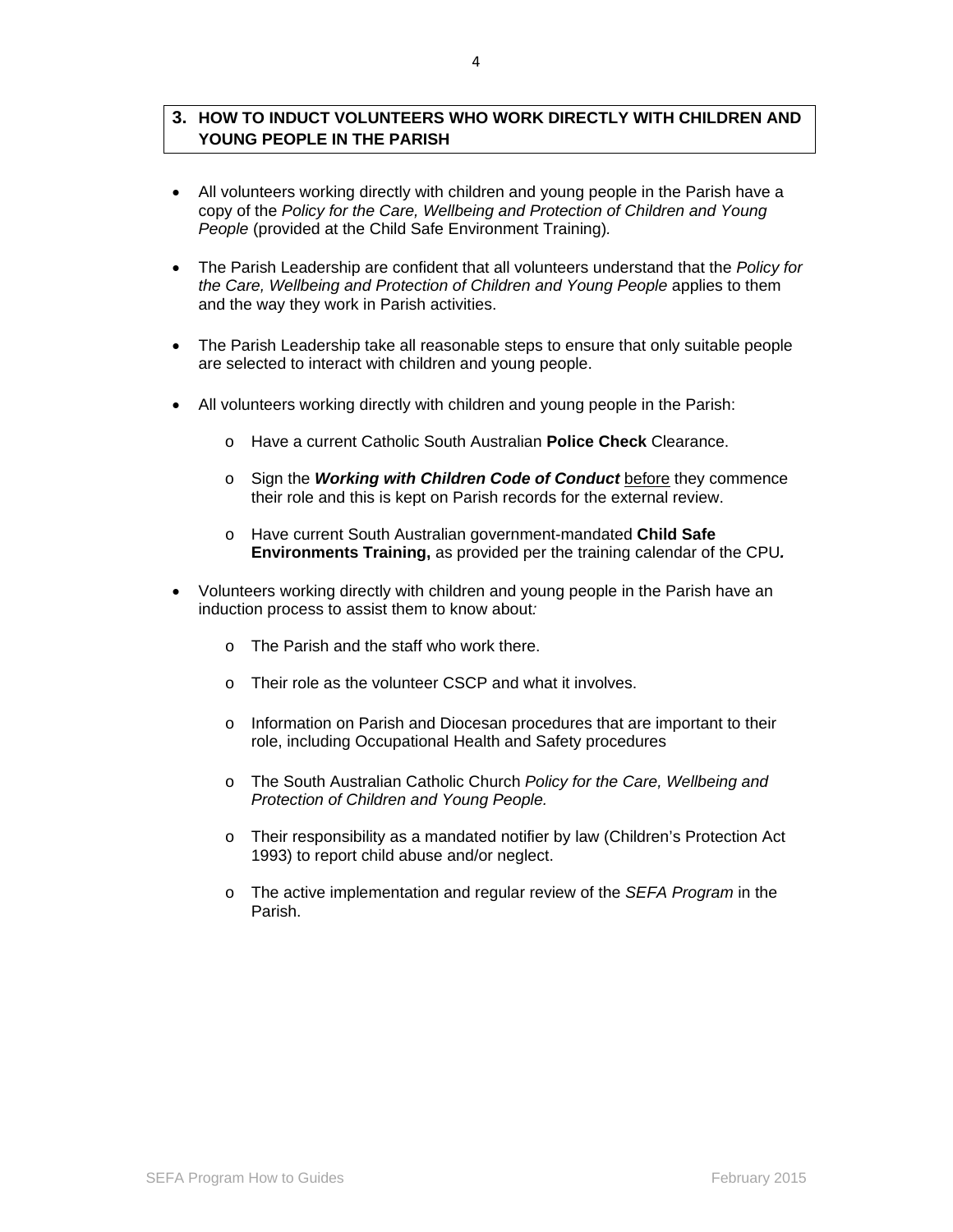## 3. HOW TO INDUCT VOLUNTEERS WHO WORK DIRECTLY WITH CHILDREN AND YOUNG PEOPLE IN THE PARISH

- All volunteers working directly with children and young people in the Parish have a copy of the *Policy for the Care, Wellbeing and Protection of Children and Young People* (provided at the Child Safe Environment Training).

- The Parish Leadership are confident that all volunteers understand that the *Policy for the Care, Wellbeing and Protection of Children and Young People* applies to them and the way they work in Parish activities.

- The Parish Leadership take all reasonable steps to ensure that only suitable people are selected to interact with children and young people.

- All volunteers working directly with children and young people in the Parish:

  - Have a current Catholic South Australian **Police Check** Clearance.

  - Sign the ***Working with Children Code of Conduct*** <u>before</u> they commence their role and this is kept on Parish records for the external review.

  - Have current South Australian government-mandated **Child Safe Environments Training,** as provided per the training calendar of the CPU***.***

- Volunteers working directly with children and young people in the Parish have an induction process to assist them to know about*:*

  - The Parish and the staff who work there.

  - Their role as the volunteer CSCP and what it involves.

  - Information on Parish and Diocesan procedures that are important to their role, including Occupational Health and Safety procedures

  - The South Australian Catholic Church *Policy for the Care, Wellbeing and Protection of Children and Young People.*

  - Their responsibility as a mandated notifier by law (Children's Protection Act 1993) to report child abuse and/or neglect.

  - The active implementation and regular review of the *SEFA Program* in the Parish.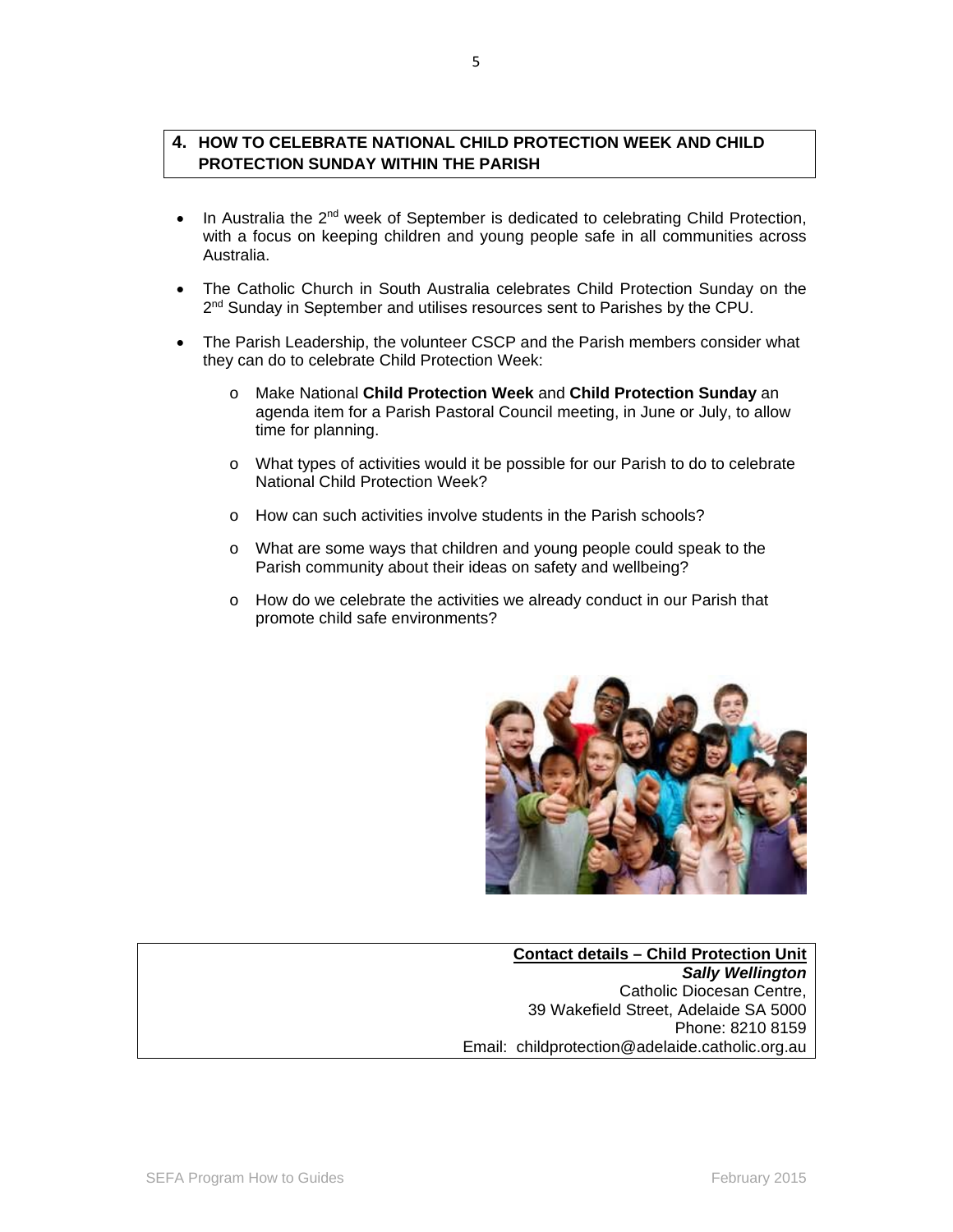## 4. HOW TO CELEBRATE NATIONAL CHILD PROTECTION WEEK AND CHILD PROTECTION SUNDAY WITHIN THE PARISH

- In Australia the 2nd week of September is dedicated to celebrating Child Protection, with a focus on keeping children and young people safe in all communities across Australia.
- The Catholic Church in South Australia celebrates Child Protection Sunday on the 2nd Sunday in September and utilises resources sent to Parishes by the CPU.
- The Parish Leadership, the volunteer CSCP and the Parish members consider what they can do to celebrate Child Protection Week:
    - Make National **Child Protection Week** and **Child Protection Sunday** an agenda item for a Parish Pastoral Council meeting, in June or July, to allow time for planning.
    - What types of activities would it be possible for our Parish to do to celebrate National Child Protection Week?
    - How can such activities involve students in the Parish schools?
    - What are some ways that children and young people could speak to the Parish community about their ideas on safety and wellbeing?
    - How do we celebrate the activities we already conduct in our Parish that promote child safe environments?

**Contact details – Child Protection Unit**
***Sally Wellington***
Catholic Diocesan Centre,
39 Wakefield Street, Adelaide SA 5000
Phone: 8210 8159
Email: childprotection@adelaide.catholic.org.au